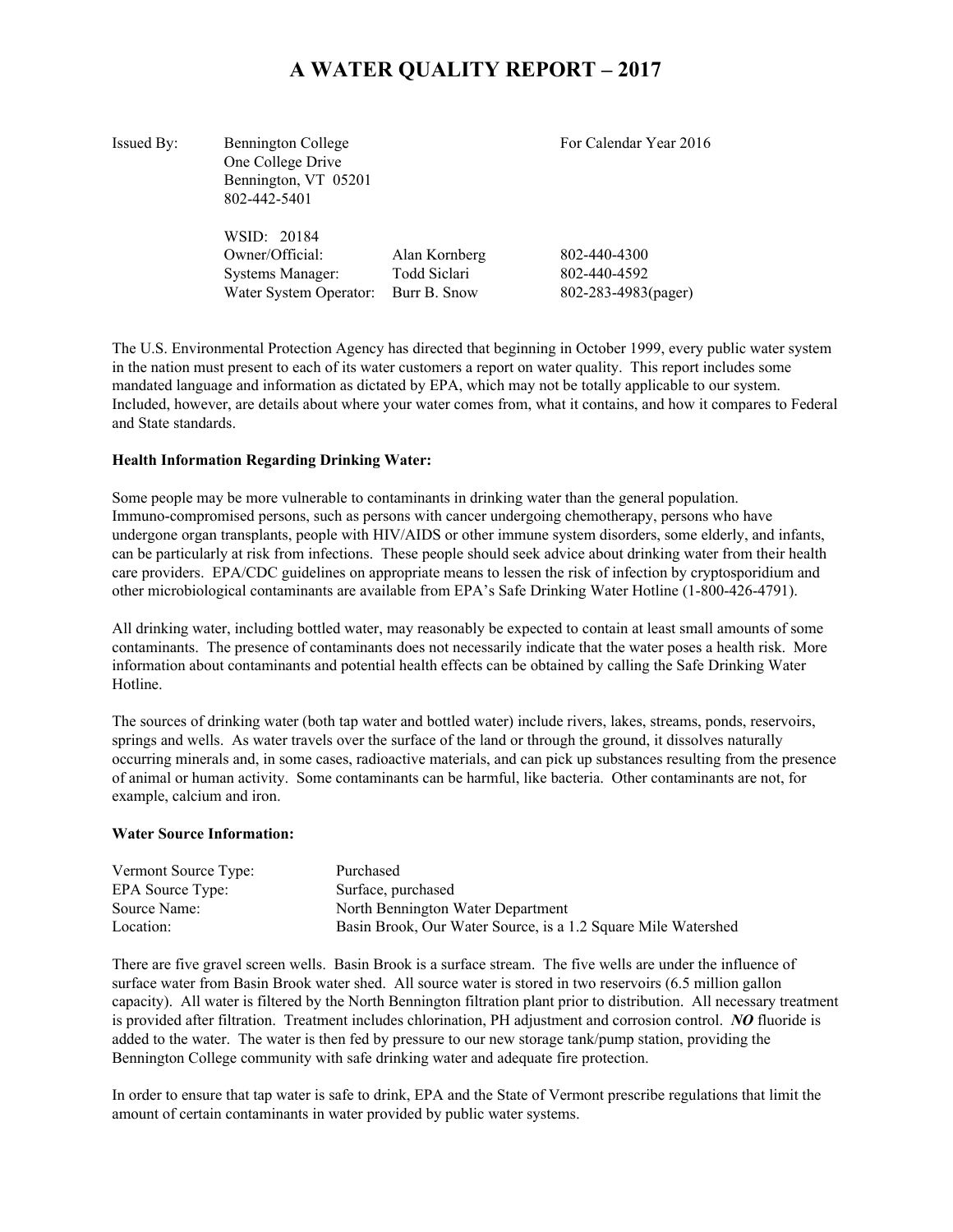# A WATER QUALITY REPORT – 2017

| | | | |
|---|---|---|---|
| Issued By: | Bennington College<br>One College Drive<br>Bennington, VT 05201<br>802-442-5401 | | For Calendar Year 2016 |
| | WSID: 20184 | | |
| | Owner/Official: | Alan Kornberg | 802-440-4300 |
| | Systems Manager: | Todd Siclari | 802-440-4592 |
| | Water System Operator: | Burr B. Snow | 802-283-4983(pager) |

The U.S. Environmental Protection Agency has directed that beginning in October 1999, every public water system in the nation must present to each of its water customers a report on water quality. This report includes some mandated language and information as dictated by EPA, which may not be totally applicable to our system. Included, however, are details about where your water comes from, what it contains, and how it compares to Federal and State standards.

**Health Information Regarding Drinking Water:**

Some people may be more vulnerable to contaminants in drinking water than the general population. Immuno-compromised persons, such as persons with cancer undergoing chemotherapy, persons who have undergone organ transplants, people with HIV/AIDS or other immune system disorders, some elderly, and infants, can be particularly at risk from infections. These people should seek advice about drinking water from their health care providers. EPA/CDC guidelines on appropriate means to lessen the risk of infection by cryptosporidium and other microbiological contaminants are available from EPA's Safe Drinking Water Hotline (1-800-426-4791).

All drinking water, including bottled water, may reasonably be expected to contain at least small amounts of some contaminants. The presence of contaminants does not necessarily indicate that the water poses a health risk. More information about contaminants and potential health effects can be obtained by calling the Safe Drinking Water Hotline.

The sources of drinking water (both tap water and bottled water) include rivers, lakes, streams, ponds, reservoirs, springs and wells. As water travels over the surface of the land or through the ground, it dissolves naturally occurring minerals and, in some cases, radioactive materials, and can pick up substances resulting from the presence of animal or human activity. Some contaminants can be harmful, like bacteria. Other contaminants are not, for example, calcium and iron.

**Water Source Information:**

| | |
|---|---|
| Vermont Source Type: | Purchased |
| EPA Source Type: | Surface, purchased |
| Source Name: | North Bennington Water Department |
| Location: | Basin Brook, Our Water Source, is a 1.2 Square Mile Watershed |

There are five gravel screen wells. Basin Brook is a surface stream. The five wells are under the influence of surface water from Basin Brook water shed. All source water is stored in two reservoirs (6.5 million gallon capacity). All water is filtered by the North Bennington filtration plant prior to distribution. All necessary treatment is provided after filtration. Treatment includes chlorination, PH adjustment and corrosion control. ***NO*** fluoride is added to the water. The water is then fed by pressure to our new storage tank/pump station, providing the Bennington College community with safe drinking water and adequate fire protection.

In order to ensure that tap water is safe to drink, EPA and the State of Vermont prescribe regulations that limit the amount of certain contaminants in water provided by public water systems.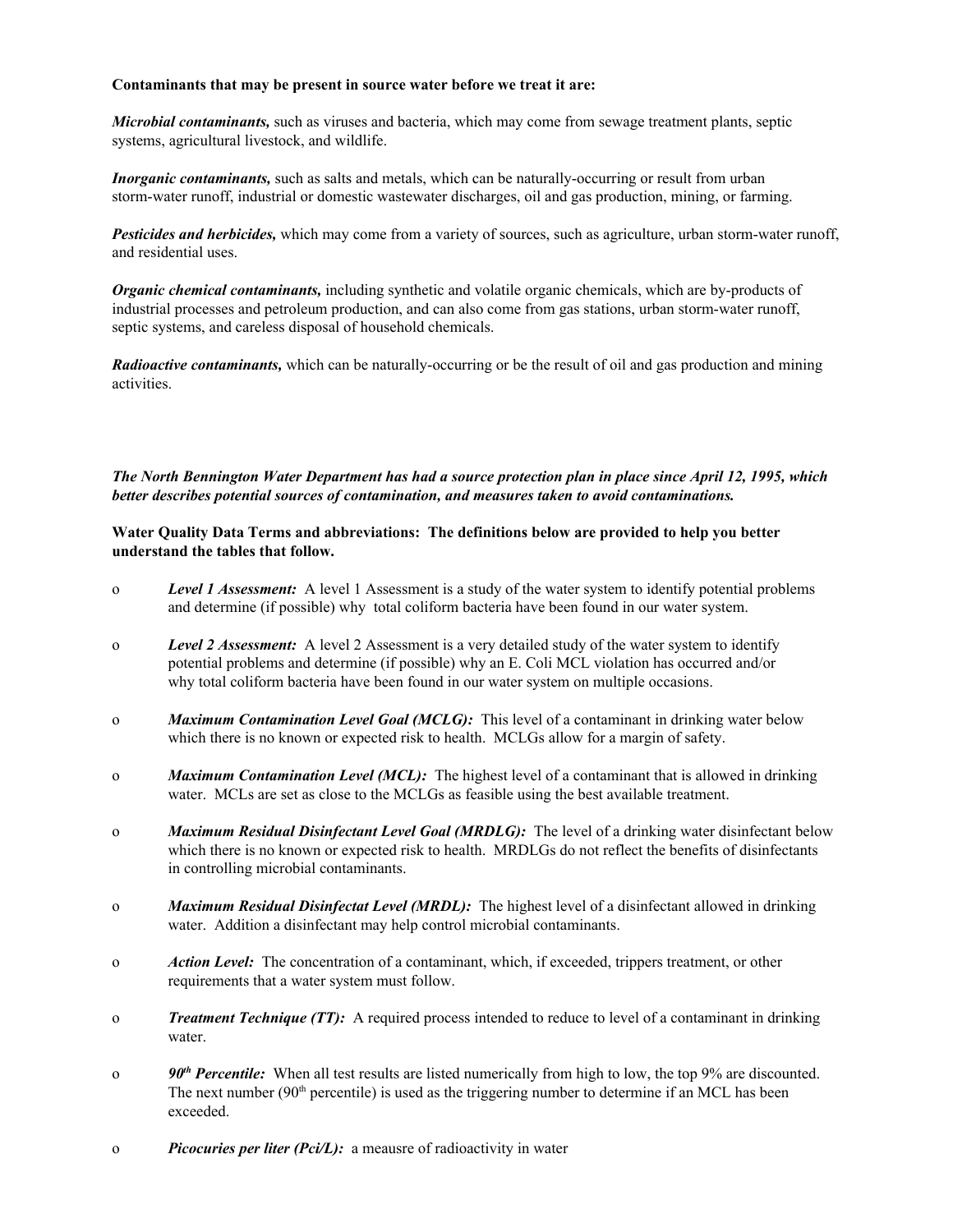**Contaminants that may be present in source water before we treat it are:**

***Microbial contaminants,*** such as viruses and bacteria, which may come from sewage treatment plants, septic systems, agricultural livestock, and wildlife.

***Inorganic contaminants,*** such as salts and metals, which can be naturally-occurring or result from urban storm-water runoff, industrial or domestic wastewater discharges, oil and gas production, mining, or farming.

***Pesticides and herbicides,*** which may come from a variety of sources, such as agriculture, urban storm-water runoff, and residential uses.

***Organic chemical contaminants,*** including synthetic and volatile organic chemicals, which are by-products of industrial processes and petroleum production, and can also come from gas stations, urban storm-water runoff, septic systems, and careless disposal of household chemicals.

***Radioactive contaminants,*** which can be naturally-occurring or be the result of oil and gas production and mining activities.

***The North Bennington Water Department has had a source protection plan in place since April 12, 1995, which better describes potential sources of contamination, and measures taken to avoid contaminations.***

**Water Quality Data Terms and abbreviations: The definitions below are provided to help you better understand the tables that follow.**

- ***Level 1 Assessment:*** A level 1 Assessment is a study of the water system to identify potential problems and determine (if possible) why total coliform bacteria have been found in our water system.
- ***Level 2 Assessment:*** A level 2 Assessment is a very detailed study of the water system to identify potential problems and determine (if possible) why an E. Coli MCL violation has occurred and/or why total coliform bacteria have been found in our water system on multiple occasions.
- ***Maximum Contamination Level Goal (MCLG):*** This level of a contaminant in drinking water below which there is no known or expected risk to health. MCLGs allow for a margin of safety.
- ***Maximum Contamination Level (MCL):*** The highest level of a contaminant that is allowed in drinking water. MCLs are set as close to the MCLGs as feasible using the best available treatment.
- ***Maximum Residual Disinfectant Level Goal (MRDLG):*** The level of a drinking water disinfectant below which there is no known or expected risk to health. MRDLGs do not reflect the benefits of disinfectants in controlling microbial contaminants.
- ***Maximum Residual Disinfectat Level (MRDL):*** The highest level of a disinfectant allowed in drinking water. Addition a disinfectant may help control microbial contaminants.
- ***Action Level:*** The concentration of a contaminant, which, if exceeded, trippers treatment, or other requirements that a water system must follow.
- ***Treatment Technique (TT):*** A required process intended to reduce to level of a contaminant in drinking water.
- ***90th Percentile:*** When all test results are listed numerically from high to low, the top 9% are discounted. The next number (90th percentile) is used as the triggering number to determine if an MCL has been exceeded.
- ***Picocuries per liter (Pci/L):*** a meausre of radioactivity in water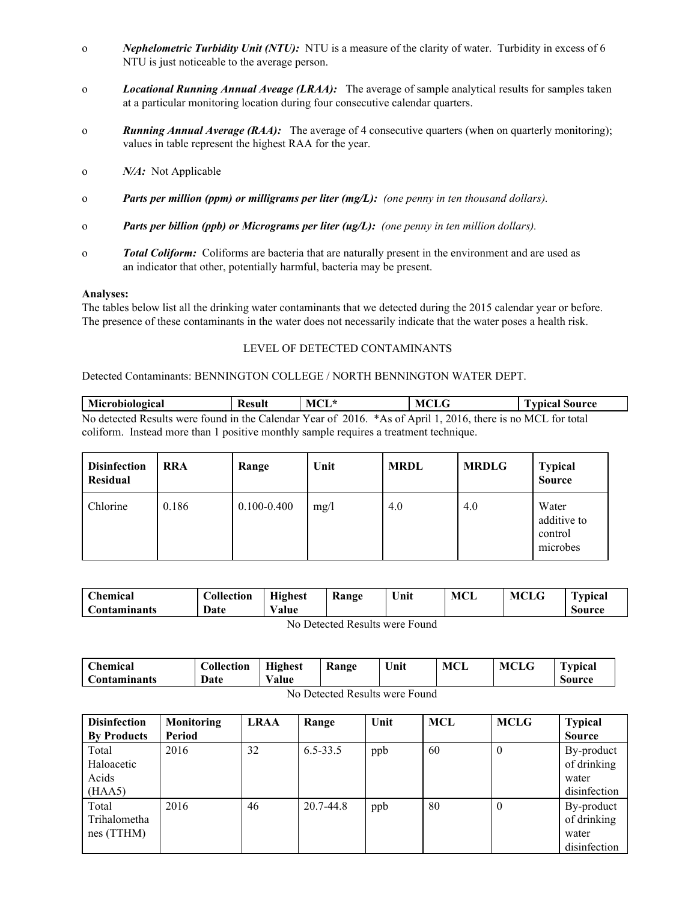- ***Nephelometric Turbidity Unit (NTU):*** NTU is a measure of the clarity of water. Turbidity in excess of 6 NTU is just noticeable to the average person.

- ***Locational Running Annual Aveage (LRAA):*** The average of sample analytical results for samples taken at a particular monitoring location during four consecutive calendar quarters.

- ***Running Annual Average (RAA):*** The average of 4 consecutive quarters (when on quarterly monitoring); values in table represent the highest RAA for the year.

- ***N/A:*** Not Applicable

- ***Parts per million (ppm) or milligrams per liter (mg/L):*** *(one penny in ten thousand dollars).*

- ***Parts per billion (ppb) or Micrograms per liter (ug/L):*** *(one penny in ten million dollars).*

- ***Total Coliform:*** Coliforms are bacteria that are naturally present in the environment and are used as an indicator that other, potentially harmful, bacteria may be present.

**Analyses:**
The tables below list all the drinking water contaminants that we detected during the 2015 calendar year or before. The presence of these contaminants in the water does not necessarily indicate that the water poses a health risk.

LEVEL OF DETECTED CONTAMINANTS

Detected Contaminants: BENNINGTON COLLEGE / NORTH BENNINGTON WATER DEPT.

| Microbiological | Result | MCL* | MCLG | Typical Source |
|---|---|---|---|---|

No detected Results were found in the Calendar Year of 2016. *As of April 1, 2016, there is no MCL for total coliform. Instead more than 1 positive monthly sample requires a treatment technique.

| Disinfection Residual | RRA | Range | Unit | MRDL | MRDLG | Typical Source |
|---|---|---|---|---|---|---|
| Chlorine | 0.186 | 0.100-0.400 | mg/l | 4.0 | 4.0 | Water additive to control microbes |

| Chemical Contaminants | Collection Date | Highest Value | Range | Unit | MCL | MCLG | Typical Source |
|---|---|---|---|---|---|---|---|

No Detected Results were Found

| Chemical Contaminants | Collection Date | Highest Value | Range | Unit | MCL | MCLG | Typical Source |
|---|---|---|---|---|---|---|---|

No Detected Results were Found

| Disinfection By Products | Monitoring Period | LRAA | Range | Unit | MCL | MCLG | Typical Source |
|---|---|---|---|---|---|---|---|
| Total Haloacetic Acids (HAA5) | 2016 | 32 | 6.5-33.5 | ppb | 60 | 0 | By-product of drinking water disinfection |
| Total Trihalomethanes (TTHM) | 2016 | 46 | 20.7-44.8 | ppb | 80 | 0 | By-product of drinking water disinfection |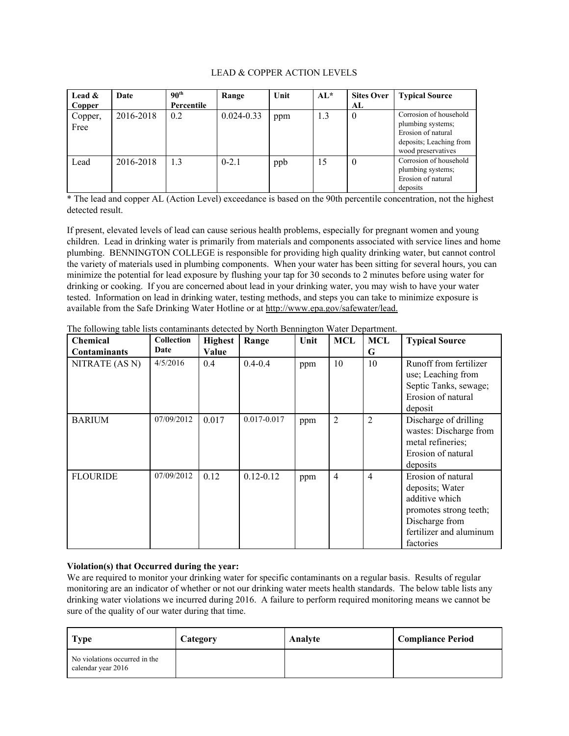LEAD & COPPER ACTION LEVELS

| Lead & Copper | Date | 90th Percentile | Range | Unit | AL* | Sites Over AL | Typical Source |
|---|---|---|---|---|---|---|---|
| Copper, Free | 2016-2018 | 0.2 | 0.024-0.33 | ppm | 1.3 | 0 | Corrosion of household plumbing systems; Erosion of natural deposits; Leaching from wood preservatives |
| Lead | 2016-2018 | 1.3 | 0-2.1 | ppb | 15 | 0 | Corrosion of household plumbing systems; Erosion of natural deposits |

* The lead and copper AL (Action Level) exceedance is based on the 90th percentile concentration, not the highest detected result.

If present, elevated levels of lead can cause serious health problems, especially for pregnant women and young children. Lead in drinking water is primarily from materials and components associated with service lines and home plumbing. BENNINGTON COLLEGE is responsible for providing high quality drinking water, but cannot control the variety of materials used in plumbing components. When your water has been sitting for several hours, you can minimize the potential for lead exposure by flushing your tap for 30 seconds to 2 minutes before using water for drinking or cooking. If you are concerned about lead in your drinking water, you may wish to have your water tested. Information on lead in drinking water, testing methods, and steps you can take to minimize exposure is available from the Safe Drinking Water Hotline or at http://www.epa.gov/safewater/lead.

The following table lists contaminants detected by North Bennington Water Department.

| Chemical Contaminants | Collection Date | Highest Value | Range | Unit | MCL | MCL G | Typical Source |
|---|---|---|---|---|---|---|---|
| NITRATE (AS N) | 4/5/2016 | 0.4 | 0.4-0.4 | ppm | 10 | 10 | Runoff from fertilizer use; Leaching from Septic Tanks, sewage; Erosion of natural deposit |
| BARIUM | 07/09/2012 | 0.017 | 0.017-0.017 | ppm | 2 | 2 | Discharge of drilling wastes: Discharge from metal refineries; Erosion of natural deposits |
| FLOURIDE | 07/09/2012 | 0.12 | 0.12-0.12 | ppm | 4 | 4 | Erosion of natural deposits; Water additive which promotes strong teeth; Discharge from fertilizer and aluminum factories |

**Violation(s) that Occurred during the year:**

We are required to monitor your drinking water for specific contaminants on a regular basis. Results of regular monitoring are an indicator of whether or not our drinking water meets health standards. The below table lists any drinking water violations we incurred during 2016. A failure to perform required monitoring means we cannot be sure of the quality of our water during that time.

| Type | Category | Analyte | Compliance Period |
|---|---|---|---|
| No violations occurred in the calendar year 2016 | | | |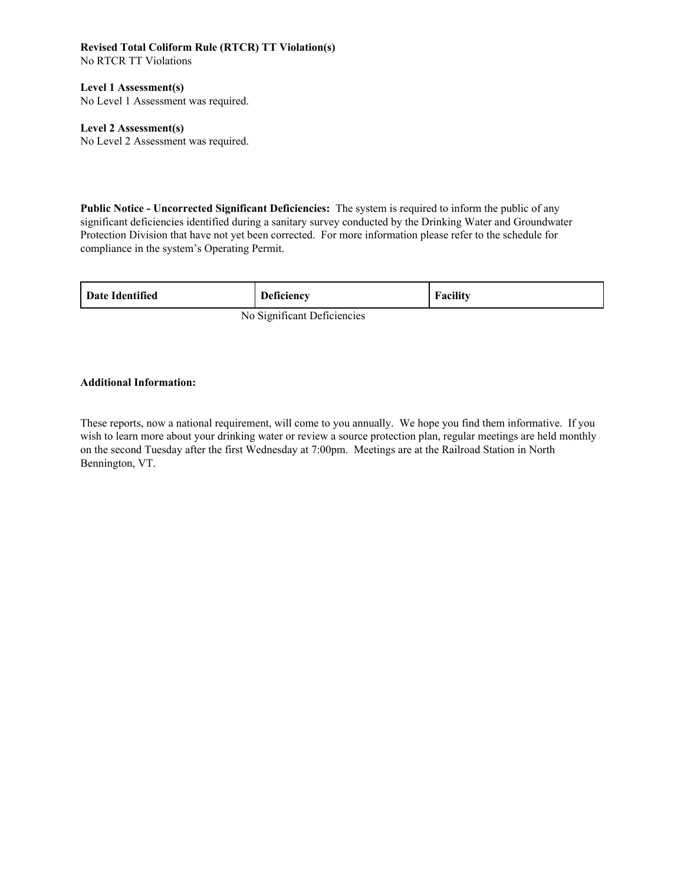**Revised Total Coliform Rule (RTCR) TT Violation(s)**
No RTCR TT Violations

**Level 1 Assessment(s)**
No Level 1 Assessment was required.

**Level 2 Assessment(s)**
No Level 2 Assessment was required.

**Public Notice - Uncorrected Significant Deficiencies:** The system is required to inform the public of any significant deficiencies identified during a sanitary survey conducted by the Drinking Water and Groundwater Protection Division that have not yet been corrected. For more information please refer to the schedule for compliance in the system's Operating Permit.

| Date Identified | Deficiency | Facility |
|---|---|---|
| | No Significant Deficiencies | |

**Additional Information:**

These reports, now a national requirement, will come to you annually. We hope you find them informative. If you wish to learn more about your drinking water or review a source protection plan, regular meetings are held monthly on the second Tuesday after the first Wednesday at 7:00pm. Meetings are at the Railroad Station in North Bennington, VT.